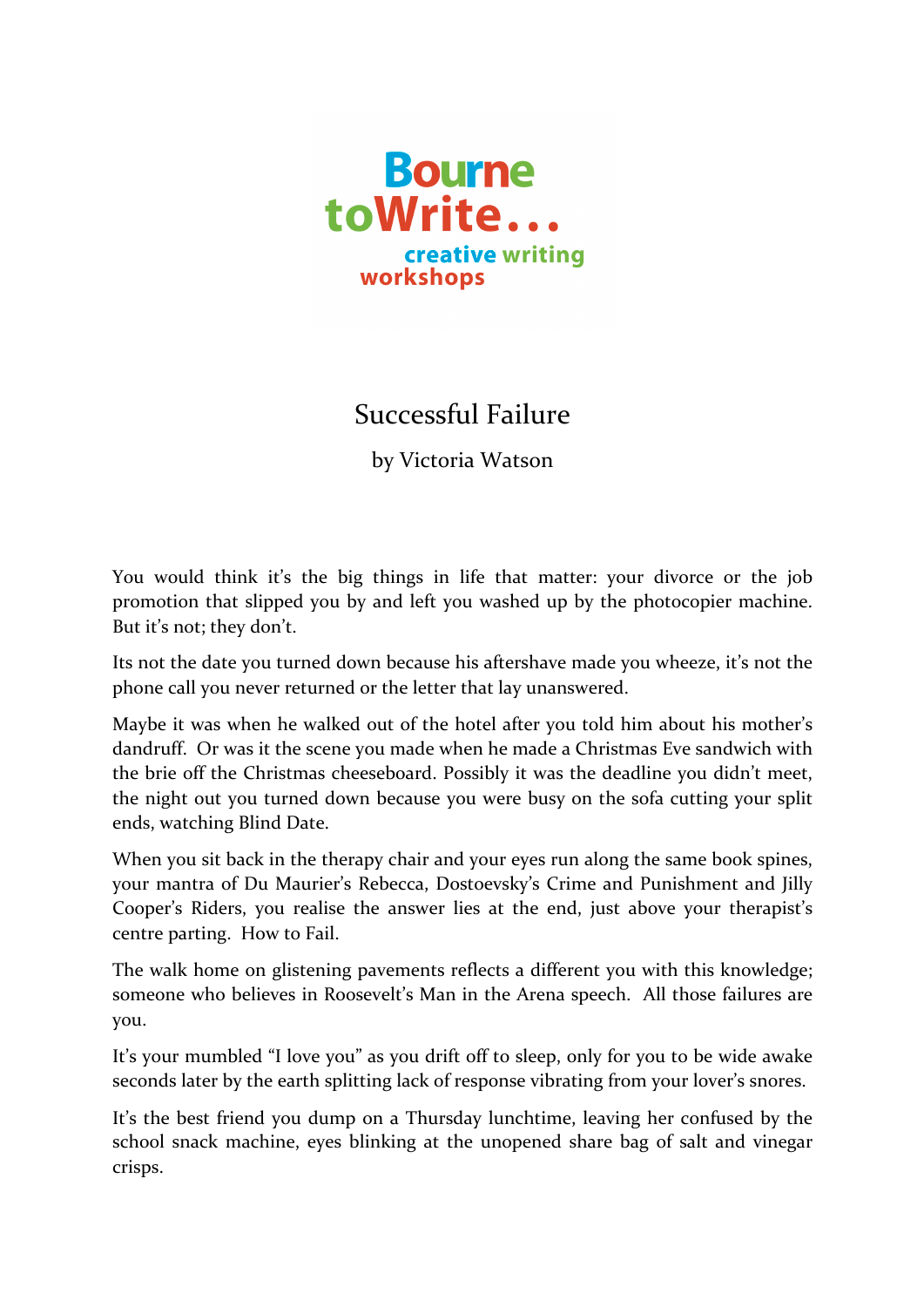Bourne toWrite... creative writing workshops

# Successful Failure

by Victoria Watson

You would think it's the big things in life that matter: your divorce or the job promotion that slipped you by and left you washed up by the photocopier machine. But it's not; they don't.

Its not the date you turned down because his aftershave made you wheeze, it's not the phone call you never returned or the letter that lay unanswered.

Maybe it was when he walked out of the hotel after you told him about his mother's dandruff. Or was it the scene you made when he made a Christmas Eve sandwich with the brie off the Christmas cheeseboard. Possibly it was the deadline you didn't meet, the night out you turned down because you were busy on the sofa cutting your split ends, watching Blind Date.

When you sit back in the therapy chair and your eyes run along the same book spines, your mantra of Du Maurier's Rebecca, Dostoevsky's Crime and Punishment and Jilly Cooper's Riders, you realise the answer lies at the end, just above your therapist's centre parting. How to Fail.

The walk home on glistening pavements reflects a different you with this knowledge; someone who believes in Roosevelt's Man in the Arena speech. All those failures are you.

It's your mumbled "I love you" as you drift off to sleep, only for you to be wide awake seconds later by the earth splitting lack of response vibrating from your lover's snores.

It's the best friend you dump on a Thursday lunchtime, leaving her confused by the school snack machine, eyes blinking at the unopened share bag of salt and vinegar crisps.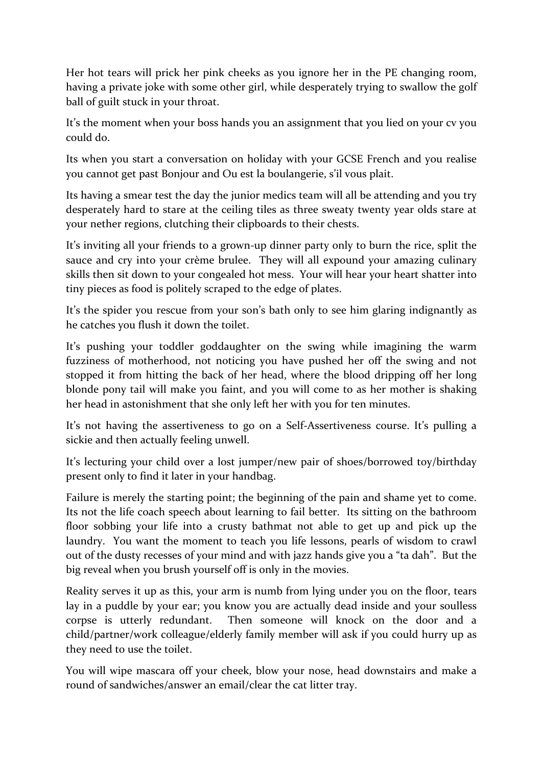Her hot tears will prick her pink cheeks as you ignore her in the PE changing room, having a private joke with some other girl, while desperately trying to swallow the golf ball of guilt stuck in your throat.

It's the moment when your boss hands you an assignment that you lied on your cv you could do.

Its when you start a conversation on holiday with your GCSE French and you realise you cannot get past Bonjour and Ou est la boulangerie, s'il vous plait.

Its having a smear test the day the junior medics team will all be attending and you try desperately hard to stare at the ceiling tiles as three sweaty twenty year olds stare at your nether regions, clutching their clipboards to their chests.

It's inviting all your friends to a grown-up dinner party only to burn the rice, split the sauce and cry into your crème brulee. They will all expound your amazing culinary skills then sit down to your congealed hot mess. Your will hear your heart shatter into tiny pieces as food is politely scraped to the edge of plates.

It's the spider you rescue from your son's bath only to see him glaring indignantly as he catches you flush it down the toilet.

It's pushing your toddler goddaughter on the swing while imagining the warm fuzziness of motherhood, not noticing you have pushed her off the swing and not stopped it from hitting the back of her head, where the blood dripping off her long blonde pony tail will make you faint, and you will come to as her mother is shaking her head in astonishment that she only left her with you for ten minutes.

It's not having the assertiveness to go on a Self-Assertiveness course. It's pulling a sickie and then actually feeling unwell.

It's lecturing your child over a lost jumper/new pair of shoes/borrowed toy/birthday present only to find it later in your handbag.

Failure is merely the starting point; the beginning of the pain and shame yet to come. Its not the life coach speech about learning to fail better. Its sitting on the bathroom floor sobbing your life into a crusty bathmat not able to get up and pick up the laundry. You want the moment to teach you life lessons, pearls of wisdom to crawl out of the dusty recesses of your mind and with jazz hands give you a "ta dah". But the big reveal when you brush yourself off is only in the movies.

Reality serves it up as this, your arm is numb from lying under you on the floor, tears lay in a puddle by your ear; you know you are actually dead inside and your soulless corpse is utterly redundant. Then someone will knock on the door and a child/partner/work colleague/elderly family member will ask if you could hurry up as they need to use the toilet.

You will wipe mascara off your cheek, blow your nose, head downstairs and make a round of sandwiches/answer an email/clear the cat litter tray.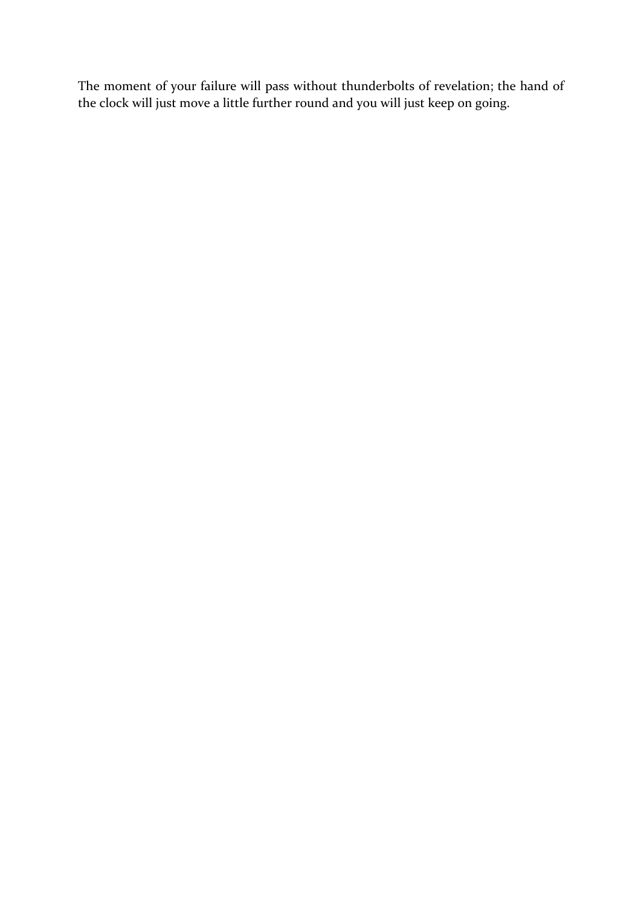The moment of your failure will pass without thunderbolts of revelation; the hand of the clock will just move a little further round and you will just keep on going.